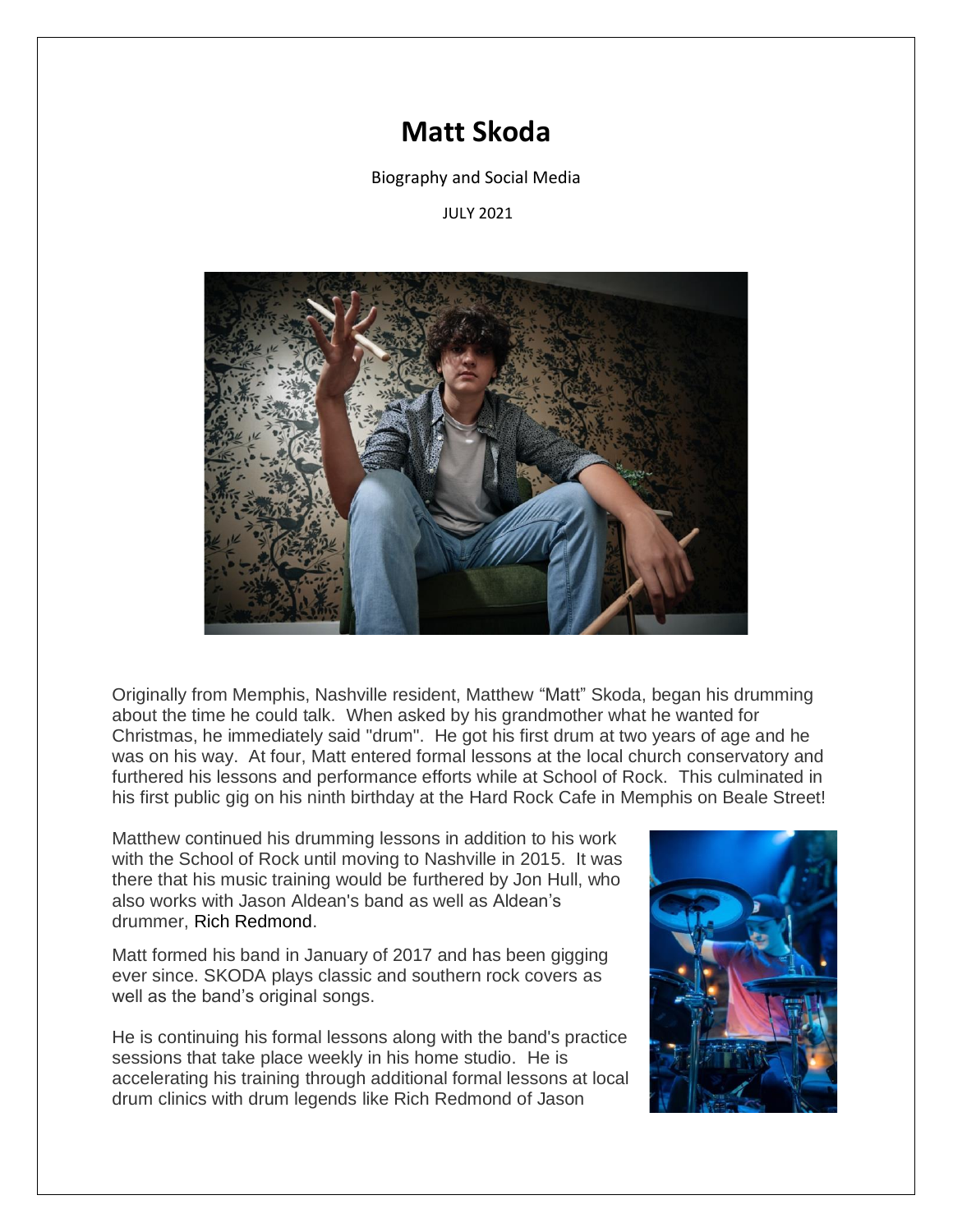# Matt Skoda

Biography and Social Media

JULY 2021

Originally from Memphis, Nashville resident, Matthew "Matt" Skoda, began his drumming about the time he could talk. When asked by his grandmother what he wanted for Christmas, he immediately said "drum". He got his first drum at two years of age and he was on his way. At four, Matt entered formal lessons at the local church conservatory and furthered his lessons and performance efforts while at School of Rock. This culminated in his first public gig on his ninth birthday at the Hard Rock Cafe in Memphis on Beale Street!

Matthew continued his drumming lessons in addition to his work with the School of Rock until moving to Nashville in 2015. It was there that his music training would be furthered by Jon Hull, who also works with Jason Aldean's band as well as Aldean's drummer, Rich Redmond.

Matt formed his band in January of 2017 and has been gigging ever since. SKODA plays classic and southern rock covers as well as the band's original songs.

He is continuing his formal lessons along with the band's practice sessions that take place weekly in his home studio. He is accelerating his training through additional formal lessons at local drum clinics with drum legends like Rich Redmond of Jason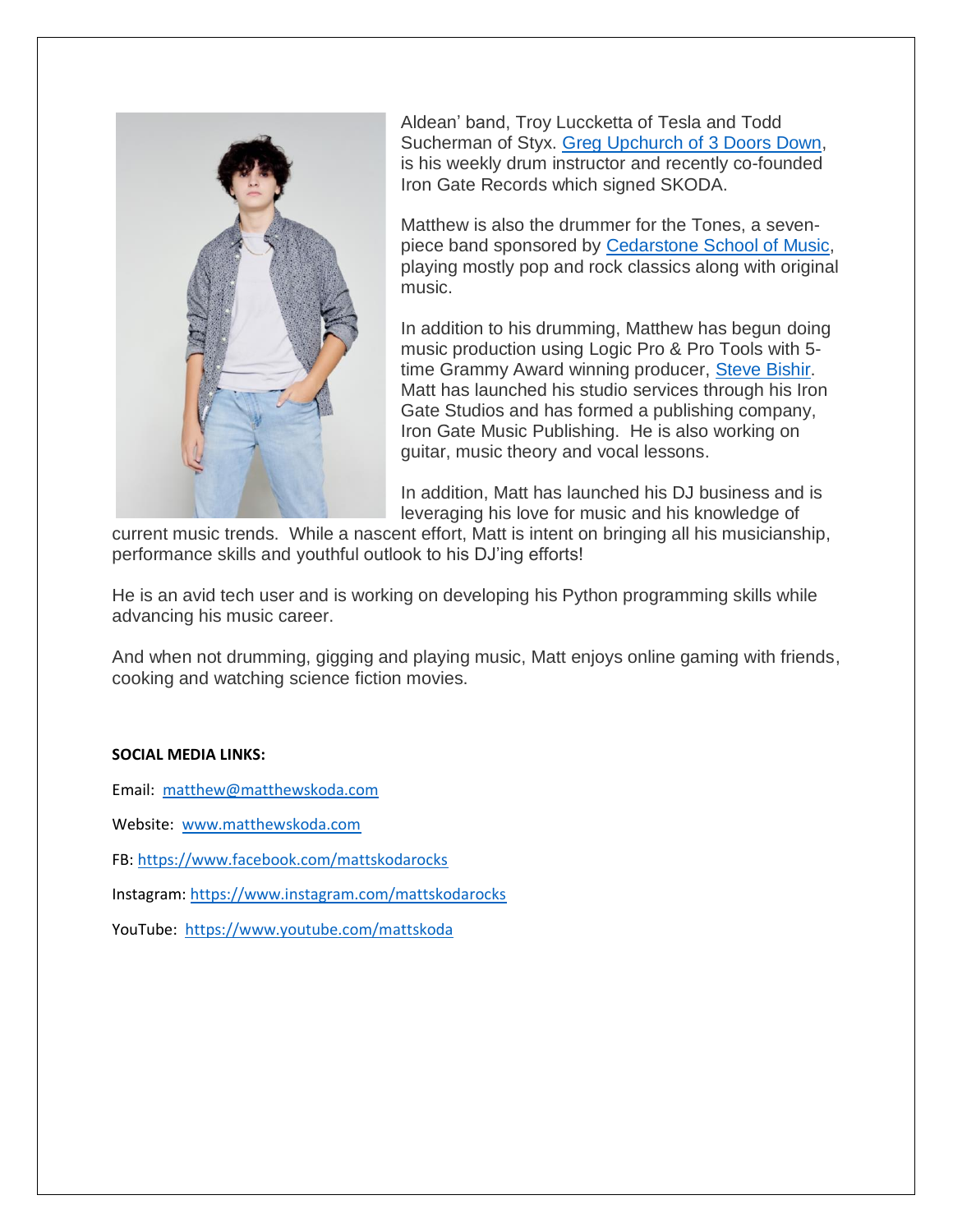Aldean' band, Troy Luccketta of Tesla and Todd Sucherman of Styx. Greg Upchurch of 3 Doors Down, is his weekly drum instructor and recently co-founded Iron Gate Records which signed SKODA.

Matthew is also the drummer for the Tones, a seven-piece band sponsored by Cedarstone School of Music, playing mostly pop and rock classics along with original music.

In addition to his drumming, Matthew has begun doing music production using Logic Pro & Pro Tools with 5-time Grammy Award winning producer, Steve Bishir. Matt has launched his studio services through his Iron Gate Studios and has formed a publishing company, Iron Gate Music Publishing. He is also working on guitar, music theory and vocal lessons.

In addition, Matt has launched his DJ business and is leveraging his love for music and his knowledge of current music trends. While a nascent effort, Matt is intent on bringing all his musicianship, performance skills and youthful outlook to his DJ'ing efforts!

He is an avid tech user and is working on developing his Python programming skills while advancing his music career.

And when not drumming, gigging and playing music, Matt enjoys online gaming with friends, cooking and watching science fiction movies.

**SOCIAL MEDIA LINKS:**

Email: matthew@matthewskoda.com

Website: www.matthewskoda.com

FB: https://www.facebook.com/mattskodarocks

Instagram: https://www.instagram.com/mattskodarocks

YouTube: https://www.youtube.com/mattskoda